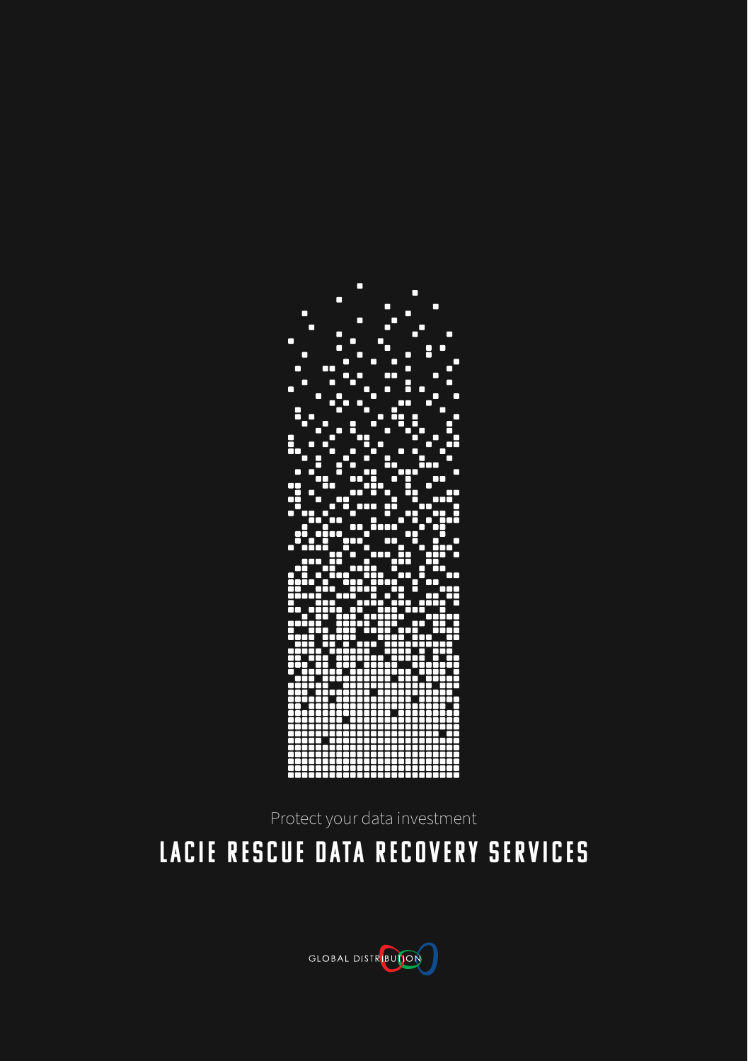Protect your data investment

# LACIE RESCUE DATA RECOVERY SERVICES

GLOBAL DISTRIBUTION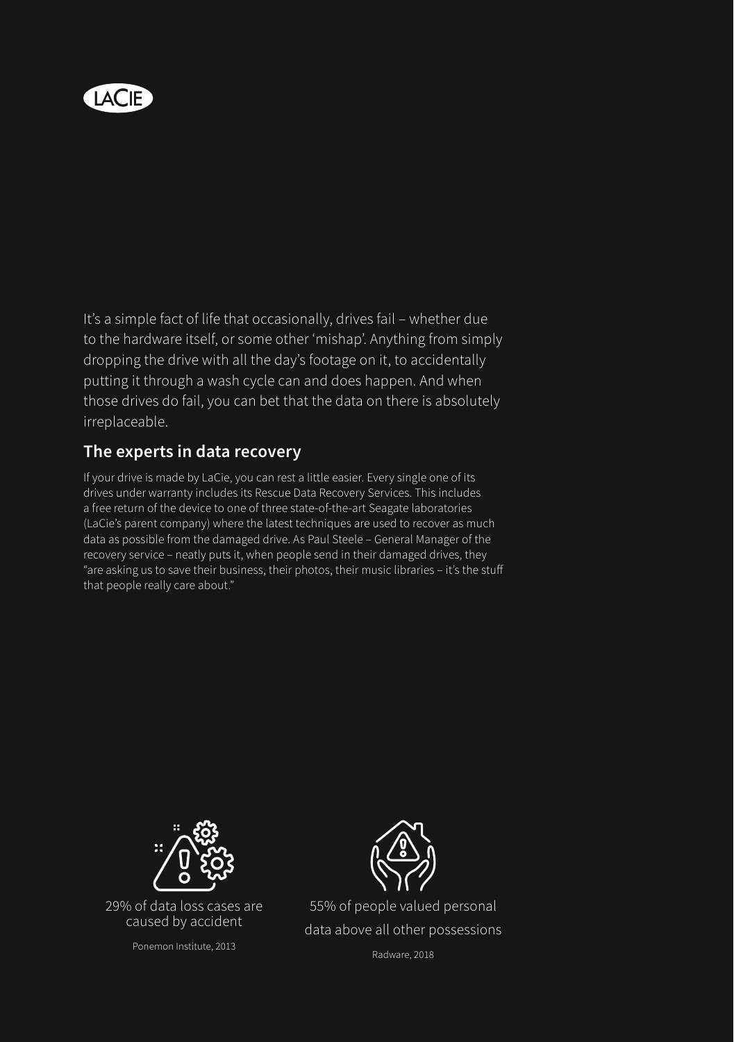It's a simple fact of life that occasionally, drives fail – whether due to the hardware itself, or some other 'mishap'. Anything from simply dropping the drive with all the day's footage on it, to accidentally putting it through a wash cycle can and does happen. And when those drives do fail, you can bet that the data on there is absolutely irreplaceable.

## The experts in data recovery

If your drive is made by LaCie, you can rest a little easier. Every single one of its drives under warranty includes its Rescue Data Recovery Services. This includes a free return of the device to one of three state-of-the-art Seagate laboratories (LaCie's parent company) where the latest techniques are used to recover as much data as possible from the damaged drive. As Paul Steele – General Manager of the recovery service – neatly puts it, when people send in their damaged drives, they "are asking us to save their business, their photos, their music libraries – it's the stuff that people really care about."

29% of data loss cases are caused by accident

Ponemon Institute, 2013

55% of people valued personal data above all other possessions

Radware, 2018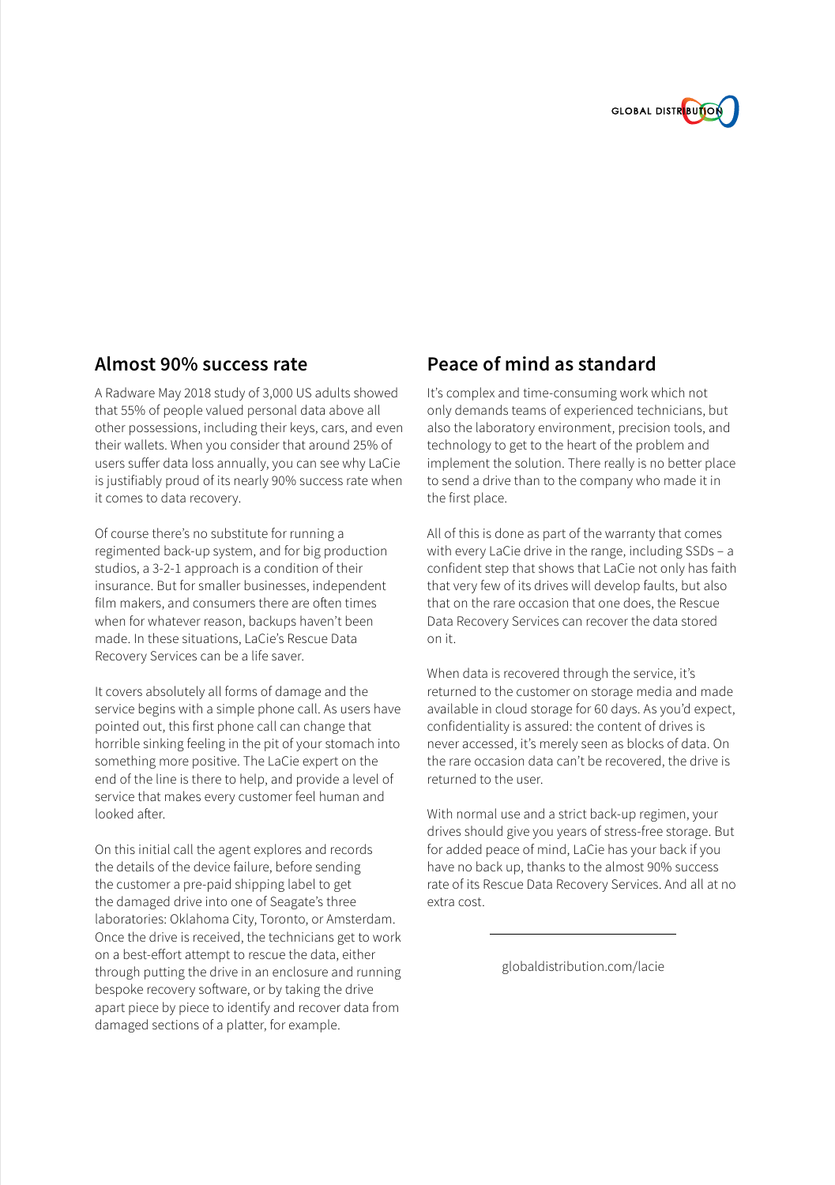## Almost 90% success rate

A Radware May 2018 study of 3,000 US adults showed that 55% of people valued personal data above all other possessions, including their keys, cars, and even their wallets. When you consider that around 25% of users suffer data loss annually, you can see why LaCie is justifiably proud of its nearly 90% success rate when it comes to data recovery.

Of course there's no substitute for running a regimented back-up system, and for big production studios, a 3-2-1 approach is a condition of their insurance. But for smaller businesses, independent film makers, and consumers there are often times when for whatever reason, backups haven't been made. In these situations, LaCie's Rescue Data Recovery Services can be a life saver.

It covers absolutely all forms of damage and the service begins with a simple phone call. As users have pointed out, this first phone call can change that horrible sinking feeling in the pit of your stomach into something more positive. The LaCie expert on the end of the line is there to help, and provide a level of service that makes every customer feel human and looked after.

On this initial call the agent explores and records the details of the device failure, before sending the customer a pre-paid shipping label to get the damaged drive into one of Seagate's three laboratories: Oklahoma City, Toronto, or Amsterdam. Once the drive is received, the technicians get to work on a best-effort attempt to rescue the data, either through putting the drive in an enclosure and running bespoke recovery software, or by taking the drive apart piece by piece to identify and recover data from damaged sections of a platter, for example.

## Peace of mind as standard

It's complex and time-consuming work which not only demands teams of experienced technicians, but also the laboratory environment, precision tools, and technology to get to the heart of the problem and implement the solution. There really is no better place to send a drive than to the company who made it in the first place.

All of this is done as part of the warranty that comes with every LaCie drive in the range, including SSDs – a confident step that shows that LaCie not only has faith that very few of its drives will develop faults, but also that on the rare occasion that one does, the Rescue Data Recovery Services can recover the data stored on it.

When data is recovered through the service, it's returned to the customer on storage media and made available in cloud storage for 60 days. As you'd expect, confidentiality is assured: the content of drives is never accessed, it's merely seen as blocks of data. On the rare occasion data can't be recovered, the drive is returned to the user.

With normal use and a strict back-up regimen, your drives should give you years of stress-free storage. But for added peace of mind, LaCie has your back if you have no back up, thanks to the almost 90% success rate of its Rescue Data Recovery Services. And all at no extra cost.

---

globaldistribution.com/lacie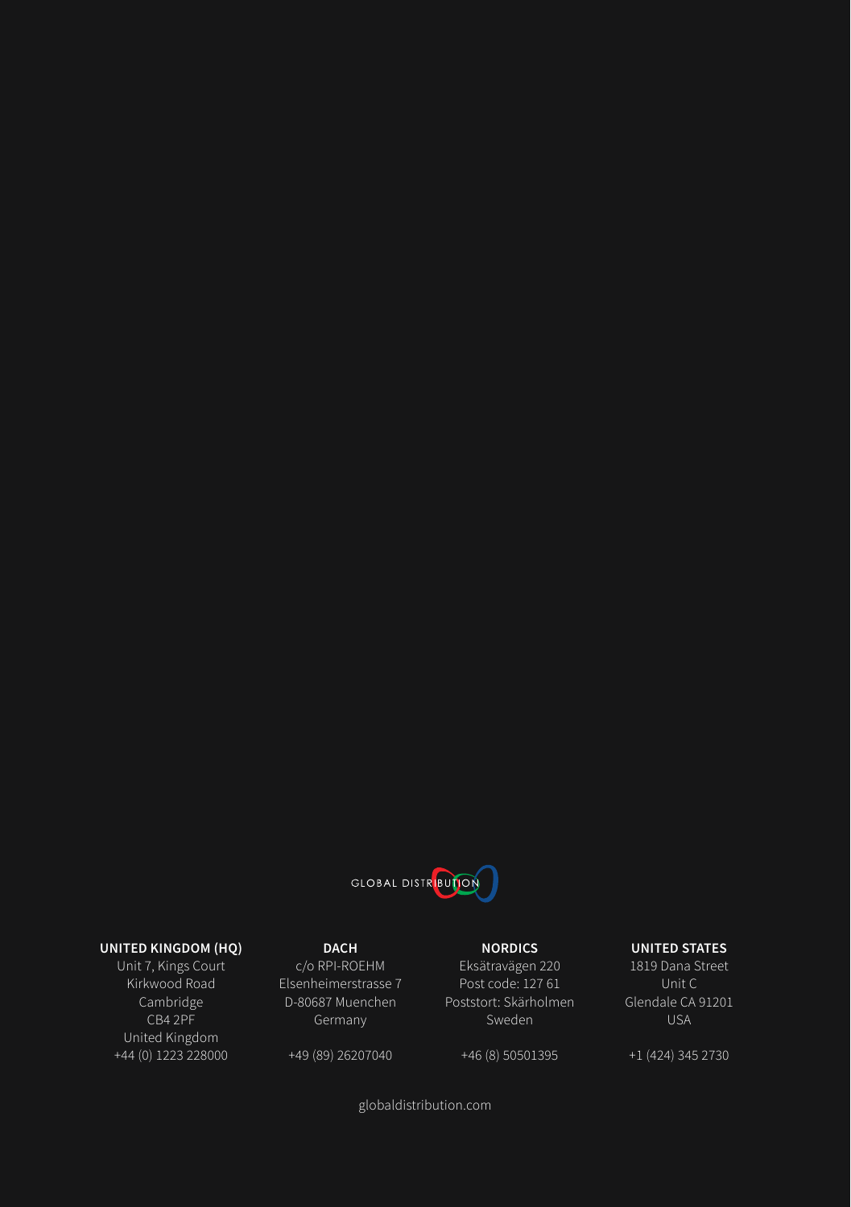GLOBAL DISTRIBUTION

**UNITED KINGDOM (HQ)**
Unit 7, Kings Court
Kirkwood Road
Cambridge
CB4 2PF
United Kingdom
+44 (0) 1223 228000

**DACH**
c/o RPI-ROEHM
Elsenheimerstrasse 7
D-80687 Muenchen
Germany
+49 (89) 26207040

**NORDICS**
Eksätravägen 220
Post code: 127 61
Poststort: Skärholmen
Sweden
+46 (8) 50501395

**UNITED STATES**
1819 Dana Street
Unit C
Glendale CA 91201
USA
+1 (424) 345 2730

globaldistribution.com